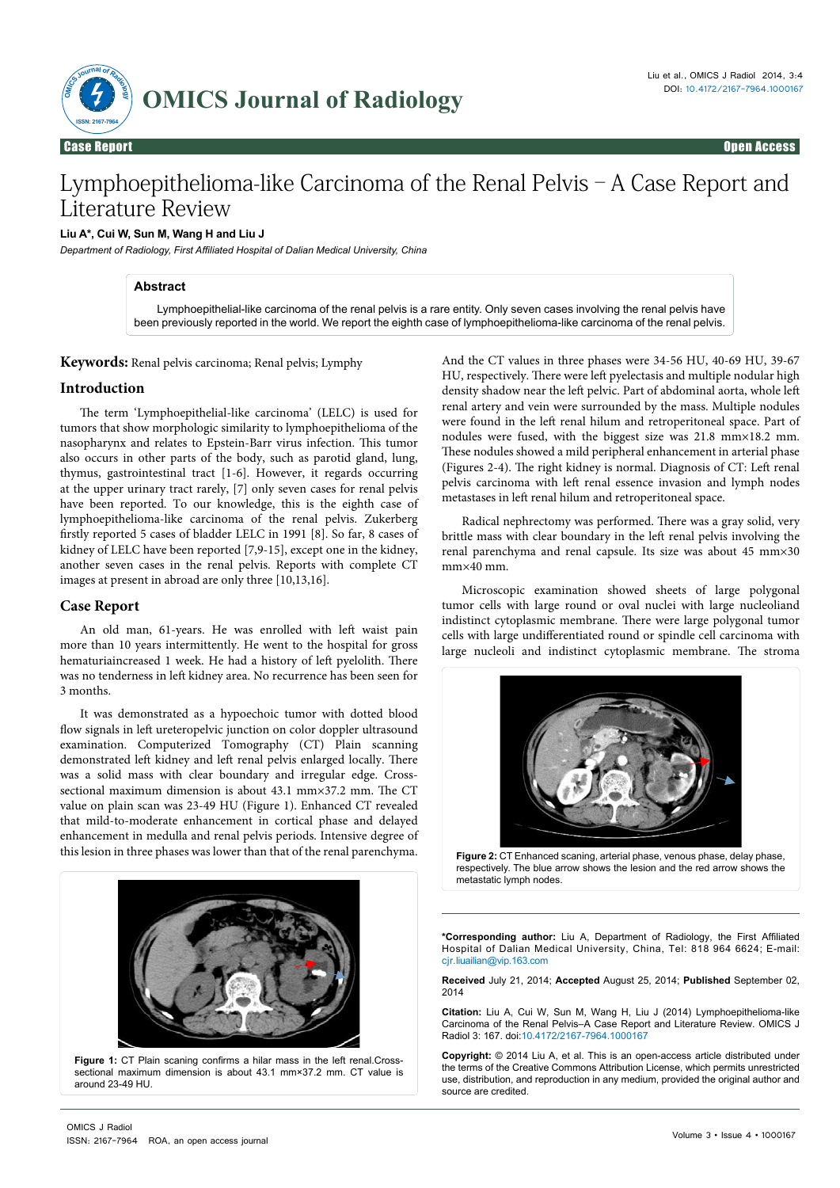# Lymphoepithelioma-like Carcinoma of the Renal Pelvis – A Case Report and Literature Review

**Liu A\*, Cui W, Sun M, Wang H and Liu J**

*Department of Radiology, First Affiliated Hospital of Dalian Medical University, China*

## Abstract

Lymphoepithelial-like carcinoma of the renal pelvis is a rare entity. Only seven cases involving the renal pelvis have been previously reported in the world. We report the eighth case of lymphoepithelioma-like carcinoma of the renal pelvis.

**Keywords:** Renal pelvis carcinoma; Renal pelvis; Lymphy

## Introduction

The term 'Lymphoepithelial-like carcinoma' (LELC) is used for tumors that show morphologic similarity to lymphoepithelioma of the nasopharynx and relates to Epstein-Barr virus infection. This tumor also occurs in other parts of the body, such as parotid gland, lung, thymus, gastrointestinal tract [1-6]. However, it regards occurring at the upper urinary tract rarely, [7] only seven cases for renal pelvis have been reported. To our knowledge, this is the eighth case of lymphoepithelioma-like carcinoma of the renal pelvis. Zukerberg firstly reported 5 cases of bladder LELC in 1991 [8]. So far, 8 cases of kidney of LELC have been reported [7,9-15], except one in the kidney, another seven cases in the renal pelvis. Reports with complete CT images at present in abroad are only three [10,13,16].

## Case Report

An old man, 61-years. He was enrolled with left waist pain more than 10 years intermittently. He went to the hospital for gross hematuriaincreased 1 week. He had a history of left pyelolith. There was no tenderness in left kidney area. No recurrence has been seen for 3 months.

It was demonstrated as a hypoechoic tumor with dotted blood flow signals in left ureteropelvic junction on color doppler ultrasound examination. Computerized Tomography (CT) Plain scanning demonstrated left kidney and left renal pelvis enlarged locally. There was a solid mass with clear boundary and irregular edge. Cross-sectional maximum dimension is about 43.1 mm×37.2 mm. The CT value on plain scan was 23-49 HU (Figure 1). Enhanced CT revealed that mild-to-moderate enhancement in cortical phase and delayed enhancement in medulla and renal pelvis periods. Intensive degree of this lesion in three phases was lower than that of the renal parenchyma. And the CT values in three phases were 34-56 HU, 40-69 HU, 39-67 HU, respectively. There were left pyelectasis and multiple nodular high density shadow near the left pelvic. Part of abdominal aorta, whole left renal artery and vein were surrounded by the mass. Multiple nodules were found in the left renal hilum and retroperitoneal space. Part of nodules were fused, with the biggest size was 21.8 mm×18.2 mm. These nodules showed a mild peripheral enhancement in arterial phase (Figures 2-4). The right kidney is normal. Diagnosis of CT: Left renal pelvis carcinoma with left renal essence invasion and lymph nodes metastases in left renal hilum and retroperitoneal space.

Figure 1: CT Plain scaning confirms a hilar mass in the left renal.Cross-sectional maximum dimension is about 43.1 mm×37.2 mm. CT value is around 23-49 HU.

Radical nephrectomy was performed. There was a gray solid, very brittle mass with clear boundary in the left renal pelvis involving the renal parenchyma and renal capsule. Its size was about 45 mm×30 mm×40 mm.

Microscopic examination showed sheets of large polygonal tumor cells with large round or oval nuclei with large nucleoliand indistinct cytoplasmic membrane. There were large polygonal tumor cells with large undifferentiated round or spindle cell carcinoma with large nucleoli and indistinct cytoplasmic membrane. The stroma

Figure 2: CT Enhanced scaning, arterial phase, venous phase, delay phase, respectively. The blue arrow shows the lesion and the red arrow shows the metastatic lymph nodes.

---

**\*Corresponding author:** Liu A, Department of Radiology, the First Affiliated Hospital of Dalian Medical University, China, Tel: 818 964 6624; E-mail: cjr.liuailian@vip.163.com

**Received** July 21, 2014; **Accepted** August 25, 2014; **Published** September 02, 2014

**Citation:** Liu A, Cui W, Sun M, Wang H, Liu J (2014) Lymphoepithelioma-like Carcinoma of the Renal Pelvis–A Case Report and Literature Review. OMICS J Radiol 3: 167. doi:10.4172/2167-7964.1000167

**Copyright:** © 2014 Liu A, et al. This is an open-access article distributed under the terms of the Creative Commons Attribution License, which permits unrestricted use, distribution, and reproduction in any medium, provided the original author and source are credited.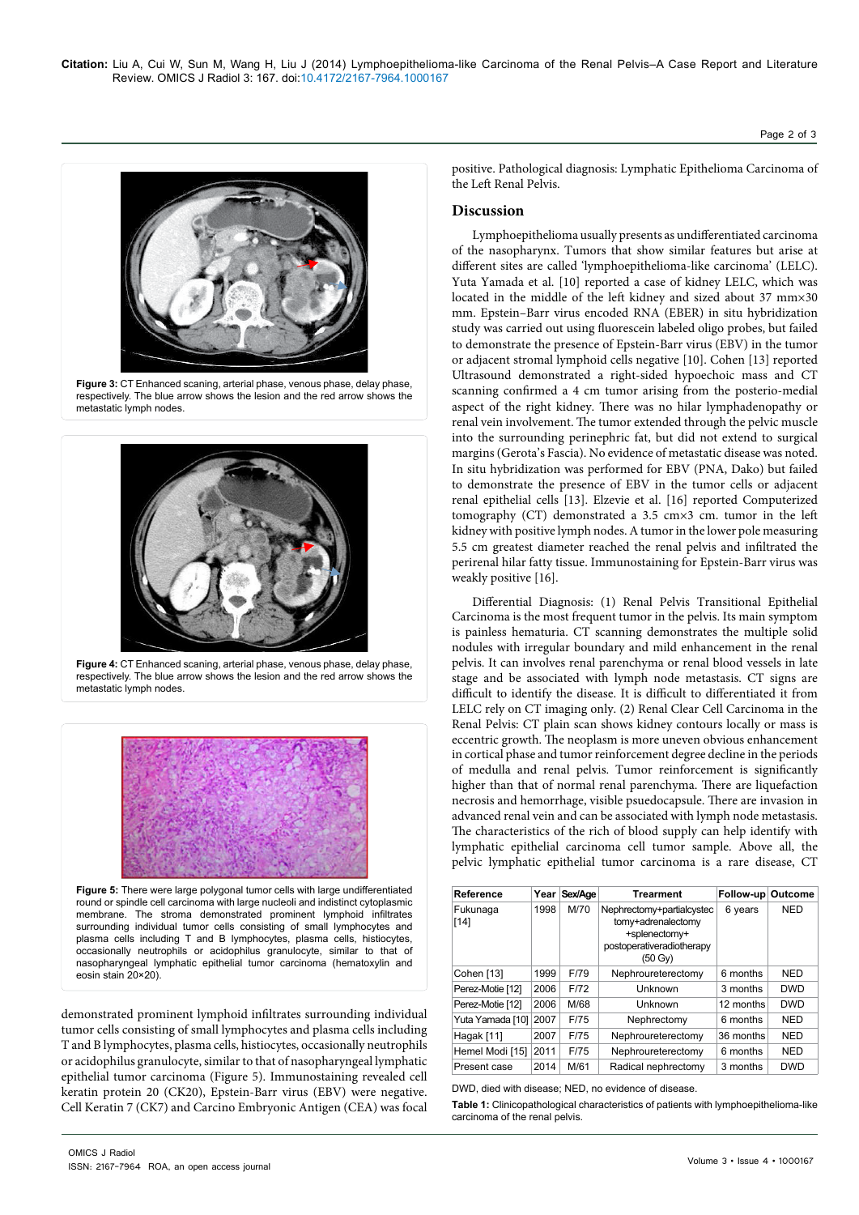Figure 3: CT Enhanced scaning, arterial phase, venous phase, delay phase, respectively. The blue arrow shows the lesion and the red arrow shows the metastatic lymph nodes.

Figure 4: CT Enhanced scaning, arterial phase, venous phase, delay phase, respectively. The blue arrow shows the lesion and the red arrow shows the metastatic lymph nodes.

Figure 5: There were large polygonal tumor cells with large undifferentiated round or spindle cell carcinoma with large nucleoli and indistinct cytoplasmic membrane. The stroma demonstrated prominent lymphoid infiltrates surrounding individual tumor cells consisting of small lymphocytes and plasma cells including T and B lymphocytes, plasma cells, histiocytes, occasionally neutrophils or acidophilus granulocyte, similar to that of nasopharyngeal lymphatic epithelial tumor carcinoma (hematoxylin and eosin stain 20×20).

demonstrated prominent lymphoid infiltrates surrounding individual tumor cells consisting of small lymphocytes and plasma cells including T and B lymphocytes, plasma cells, histiocytes, occasionally neutrophils or acidophilus granulocyte, similar to that of nasopharyngeal lymphatic epithelial tumor carcinoma (Figure 5). Immunostaining revealed cell keratin protein 20 (CK20), Epstein-Barr virus (EBV) were negative. Cell Keratin 7 (CK7) and Carcino Embryonic Antigen (CEA) was focal positive. Pathological diagnosis: Lymphatic Epithelioma Carcinoma of the Left Renal Pelvis.

## Discussion

Lymphoepithelioma usually presents as undifferentiated carcinoma of the nasopharynx. Tumors that show similar features but arise at different sites are called 'lymphoepithelioma-like carcinoma' (LELC). Yuta Yamada et al. [10] reported a case of kidney LELC, which was located in the middle of the left kidney and sized about 37 mm×30 mm. Epstein–Barr virus encoded RNA (EBER) in situ hybridization study was carried out using fluorescein labeled oligo probes, but failed to demonstrate the presence of Epstein-Barr virus (EBV) in the tumor or adjacent stromal lymphoid cells negative [10]. Cohen [13] reported Ultrasound demonstrated a right-sided hypoechoic mass and CT scanning confirmed a 4 cm tumor arising from the posterio-medial aspect of the right kidney. There was no hilar lymphadenopathy or renal vein involvement. The tumor extended through the pelvic muscle into the surrounding perinephric fat, but did not extend to surgical margins (Gerota's Fascia). No evidence of metastatic disease was noted. In situ hybridization was performed for EBV (PNA, Dako) but failed to demonstrate the presence of EBV in the tumor cells or adjacent renal epithelial cells [13]. Elzevie et al. [16] reported Computerized tomography (CT) demonstrated a 3.5 cm×3 cm. tumor in the left kidney with positive lymph nodes. A tumor in the lower pole measuring 5.5 cm greatest diameter reached the renal pelvis and infiltrated the perirenal hilar fatty tissue. Immunostaining for Epstein-Barr virus was weakly positive [16].

Differential Diagnosis: (1) Renal Pelvis Transitional Epithelial Carcinoma is the most frequent tumor in the pelvis. Its main symptom is painless hematuria. CT scanning demonstrates the multiple solid nodules with irregular boundary and mild enhancement in the renal pelvis. It can involves renal parenchyma or renal blood vessels in late stage and be associated with lymph node metastasis. CT signs are difficult to identify the disease. It is difficult to differentiated it from LELC rely on CT imaging only. (2) Renal Clear Cell Carcinoma in the Renal Pelvis: CT plain scan shows kidney contours locally or mass is eccentric growth. The neoplasm is more uneven obvious enhancement in cortical phase and tumor reinforcement degree decline in the periods of medulla and renal pelvis. Tumor reinforcement is significantly higher than that of normal renal parenchyma. There are liquefaction necrosis and hemorrhage, visible psuedocapsule. There are invasion in advanced renal vein and can be associated with lymph node metastasis. The characteristics of the rich of blood supply can help identify with lymphatic epithelial carcinoma cell tumor sample. Above all, the pelvic lymphatic epithelial tumor carcinoma is a rare disease, CT

| Reference | Year | Sex/Age | Trearment | Follow-up | Outcome |
|---|---|---|---|---|---|
| Fukunaga [14] | 1998 | M/70 | Nephrectomy+partialcystectomy+adrenalectomy +splenectomy+ postoperativeradiotherapy (50 Gy) | 6 years | NED |
| Cohen [13] | 1999 | F/79 | Nephroureterectomy | 6 months | NED |
| Perez-Motie [12] | 2006 | F/72 | Unknown | 3 months | DWD |
| Perez-Motie [12] | 2006 | M/68 | Unknown | 12 months | DWD |
| Yuta Yamada [10] | 2007 | F/75 | Nephrectomy | 6 months | NED |
| Hagak [11] | 2007 | F/75 | Nephroureterectomy | 36 months | NED |
| Hemel Modi [15] | 2011 | F/75 | Nephroureterectomy | 6 months | NED |
| Present case | 2014 | M/61 | Radical nephrectomy | 3 months | DWD |

DWD, died with disease; NED, no evidence of disease.

Table 1: Clinicopathological characteristics of patients with lymphoepithelioma-like carcinoma of the renal pelvis.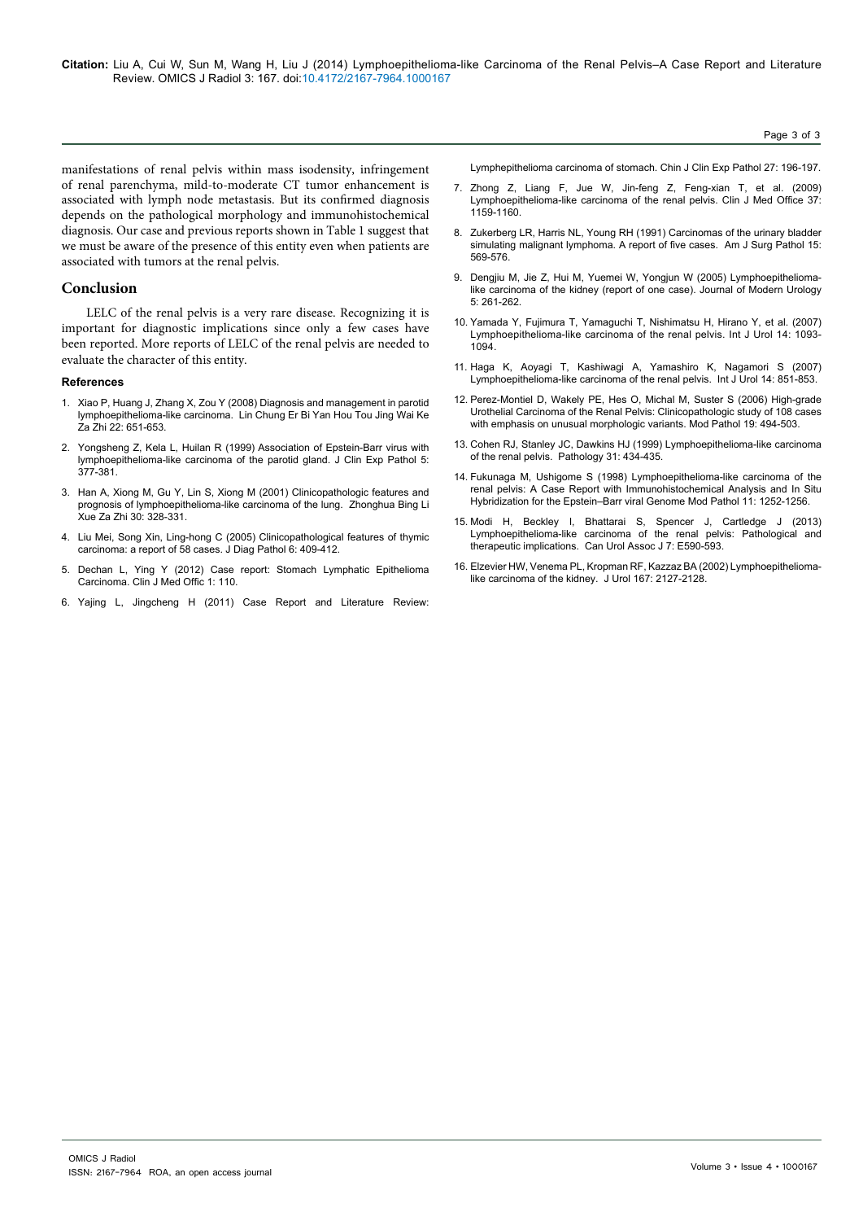manifestations of renal pelvis within mass isodensity, infringement of renal parenchyma, mild-to-moderate CT tumor enhancement is associated with lymph node metastasis. But its confirmed diagnosis depends on the pathological morphology and immunohistochemical diagnosis. Our case and previous reports shown in Table 1 suggest that we must be aware of the presence of this entity even when patients are associated with tumors at the renal pelvis.

## Conclusion

LELC of the renal pelvis is a very rare disease. Recognizing it is important for diagnostic implications since only a few cases have been reported. More reports of LELC of the renal pelvis are needed to evaluate the character of this entity.

### References

1. Xiao P, Huang J, Zhang X, Zou Y (2008) Diagnosis and management in parotid lymphoepithelioma-like carcinoma. Lin Chung Er Bi Yan Hou Tou Jing Wai Ke Za Zhi 22: 651-653.
2. Yongsheng Z, Kela L, Huilan R (1999) Association of Epstein-Barr virus with lymphoepithelioma-like carcinoma of the parotid gland. J Clin Exp Pathol 5: 377-381.
3. Han A, Xiong M, Gu Y, Lin S, Xiong M (2001) Clinicopathologic features and prognosis of lymphoepithelioma-like carcinoma of the lung. Zhonghua Bing Li Xue Za Zhi 30: 328-331.
4. Liu Mei, Song Xin, Ling-hong C (2005) Clinicopathological features of thymic carcinoma: a report of 58 cases. J Diag Pathol 6: 409-412.
5. Dechan L, Ying Y (2012) Case report: Stomach Lymphatic Epithelioma Carcinoma. Clin J Med Offic 1: 110.
6. Yajing L, Jingcheng H (2011) Case Report and Literature Review: Lymphepithelioma carcinoma of stomach. Chin J Clin Exp Pathol 27: 196-197.
7. Zhong Z, Liang F, Jue W, Jin-feng Z, Feng-xian T, et al. (2009) Lymphoepithelioma-like carcinoma of the renal pelvis. Clin J Med Office 37: 1159-1160.
8. Zukerberg LR, Harris NL, Young RH (1991) Carcinomas of the urinary bladder simulating malignant lymphoma. A report of five cases. Am J Surg Pathol 15: 569-576.
9. Dengjiu M, Jie Z, Hui M, Yuemei W, Yongjun W (2005) Lymphoepithelioma-like carcinoma of the kidney (report of one case). Journal of Modern Urology 5: 261-262.
10. Yamada Y, Fujimura T, Yamaguchi T, Nishimatsu H, Hirano Y, et al. (2007) Lymphoepithelioma-like carcinoma of the renal pelvis. Int J Urol 14: 1093-1094.
11. Haga K, Aoyagi T, Kashiwagi A, Yamashiro K, Nagamori S (2007) Lymphoepithelioma-like carcinoma of the renal pelvis. Int J Urol 14: 851-853.
12. Perez-Montiel D, Wakely PE, Hes O, Michal M, Suster S (2006) High-grade Urothelial Carcinoma of the Renal Pelvis: Clinicopathologic study of 108 cases with emphasis on unusual morphologic variants. Mod Pathol 19: 494-503.
13. Cohen RJ, Stanley JC, Dawkins HJ (1999) Lymphoepithelioma-like carcinoma of the renal pelvis. Pathology 31: 434-435.
14. Fukunaga M, Ushigome S (1998) Lymphoepithelioma-like carcinoma of the renal pelvis: A Case Report with Immunohistochemical Analysis and In Situ Hybridization for the Epstein–Barr viral Genome Mod Pathol 11: 1252-1256.
15. Modi H, Beckley I, Bhattarai S, Spencer J, Cartledge J (2013) Lymphoepithelioma-like carcinoma of the renal pelvis: Pathological and therapeutic implications. Can Urol Assoc J 7: E590-593.
16. Elzevier HW, Venema PL, Kropman RF, Kazzaz BA (2002) Lymphoepithelioma-like carcinoma of the kidney. J Urol 167: 2127-2128.